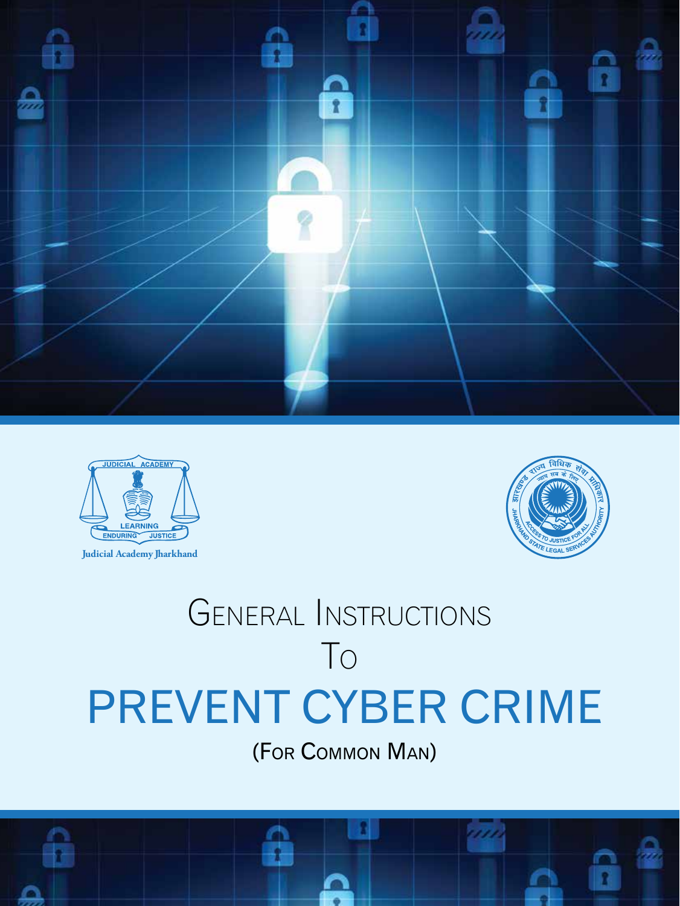Judicial Academy Jharkhand

# General Instructions To PREVENT CYBER CRIME

(For Common Man)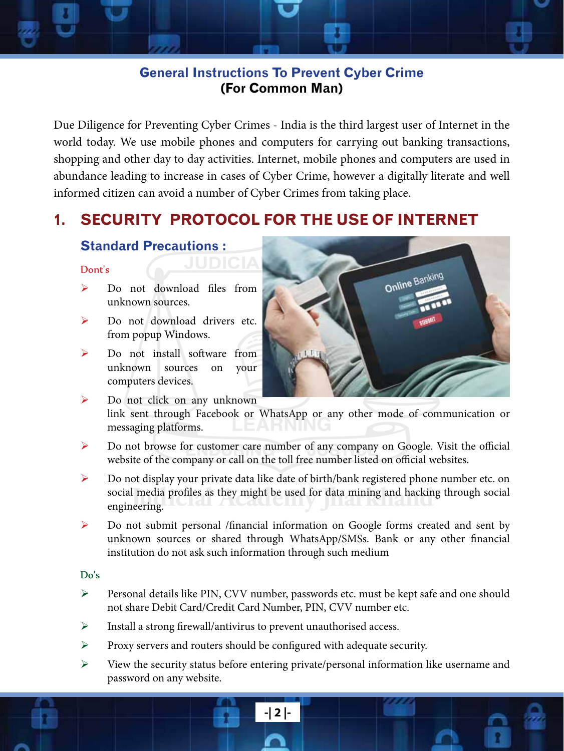## General Instructions To Prevent Cyber Crime
**(For Common Man)**

Due Diligence for Preventing Cyber Crimes - India is the third largest user of Internet in the world today. We use mobile phones and computers for carrying out banking transactions, shopping and other day to day activities. Internet, mobile phones and computers are used in abundance leading to increase in cases of Cyber Crime, however a digitally literate and well informed citizen can avoid a number of Cyber Crimes from taking place.

# 1. SECURITY PROTOCOL FOR THE USE OF INTERNET

### Standard Precautions :

**Dont's**

- Do not download files from unknown sources.
- Do not download drivers etc. from popup Windows.
- Do not install software from unknown sources on your computers devices.
- Do not click on any unknown link sent through Facebook or WhatsApp or any other mode of communication or messaging platforms.
- Do not browse for customer care number of any company on Google. Visit the official website of the company or call on the toll free number listed on official websites.
- Do not display your private data like date of birth/bank registered phone number etc. on social media profiles as they might be used for data mining and hacking through social engineering.
- Do not submit personal /financial information on Google forms created and sent by unknown sources or shared through WhatsApp/SMSs. Bank or any other financial institution do not ask such information through such medium

**Do's**

- Personal details like PIN, CVV number, passwords etc. must be kept safe and one should not share Debit Card/Credit Card Number, PIN, CVV number etc.
- Install a strong firewall/antivirus to prevent unauthorised access.
- Proxy servers and routers should be configured with adequate security.
- View the security status before entering private/personal information like username and password on any website.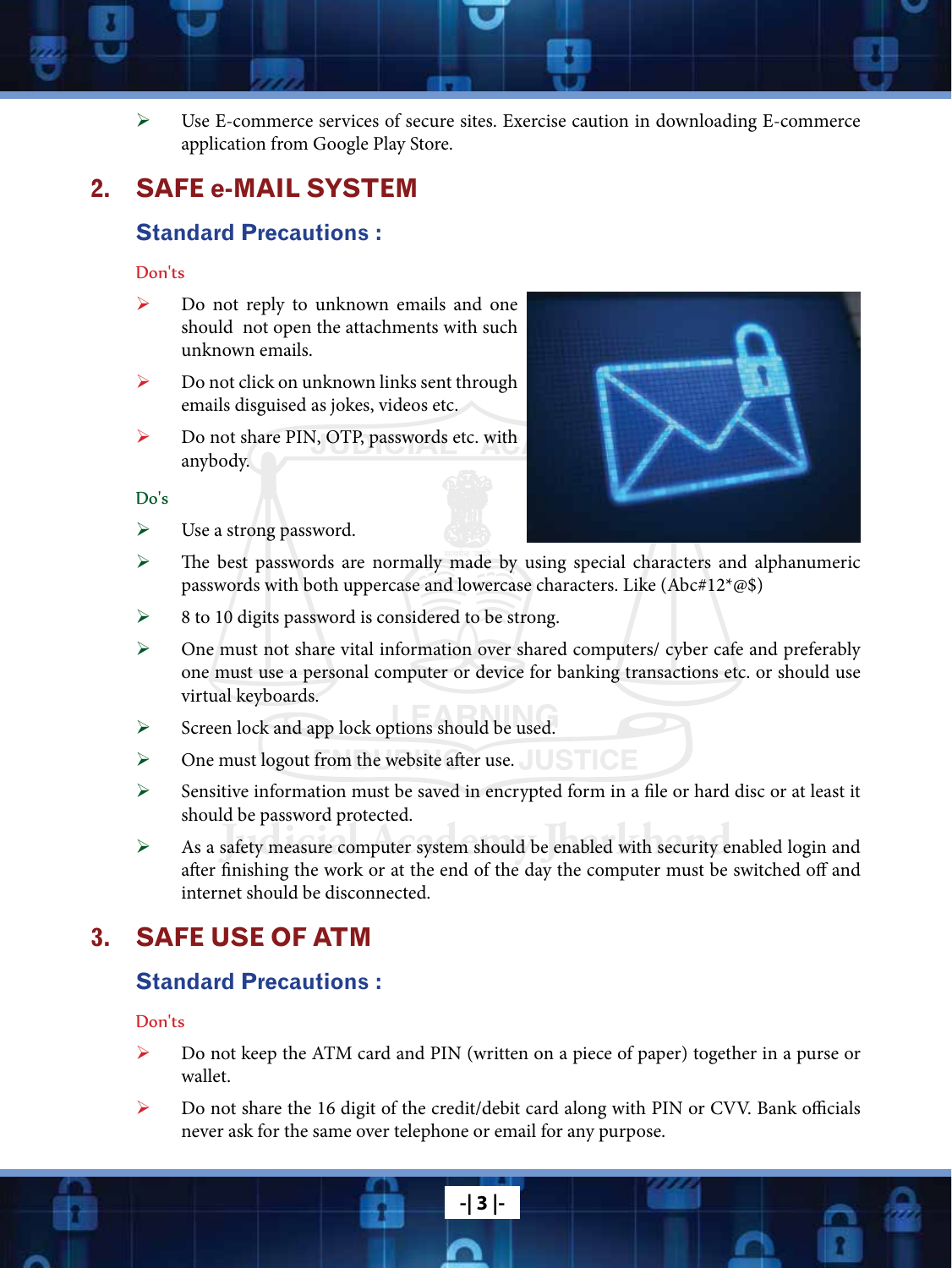- Use E-commerce services of secure sites. Exercise caution in downloading E-commerce application from Google Play Store.

## 2. SAFE e-MAIL SYSTEM

### Standard Precautions :

**Don'ts**

- Do not reply to unknown emails and one should not open the attachments with such unknown emails.
- Do not click on unknown links sent through emails disguised as jokes, videos etc.
- Do not share PIN, OTP, passwords etc. with anybody.

**Do's**

- Use a strong password.
- The best passwords are normally made by using special characters and alphanumeric passwords with both uppercase and lowercase characters. Like (Abc#12*@$)
- 8 to 10 digits password is considered to be strong.
- One must not share vital information over shared computers/ cyber cafe and preferably one must use a personal computer or device for banking transactions etc. or should use virtual keyboards.
- Screen lock and app lock options should be used.
- One must logout from the website after use.
- Sensitive information must be saved in encrypted form in a file or hard disc or at least it should be password protected.
- As a safety measure computer system should be enabled with security enabled login and after finishing the work or at the end of the day the computer must be switched off and internet should be disconnected.

## 3. SAFE USE OF ATM

### Standard Precautions :

**Don'ts**

- Do not keep the ATM card and PIN (written on a piece of paper) together in a purse or wallet.
- Do not share the 16 digit of the credit/debit card along with PIN or CVV. Bank officials never ask for the same over telephone or email for any purpose.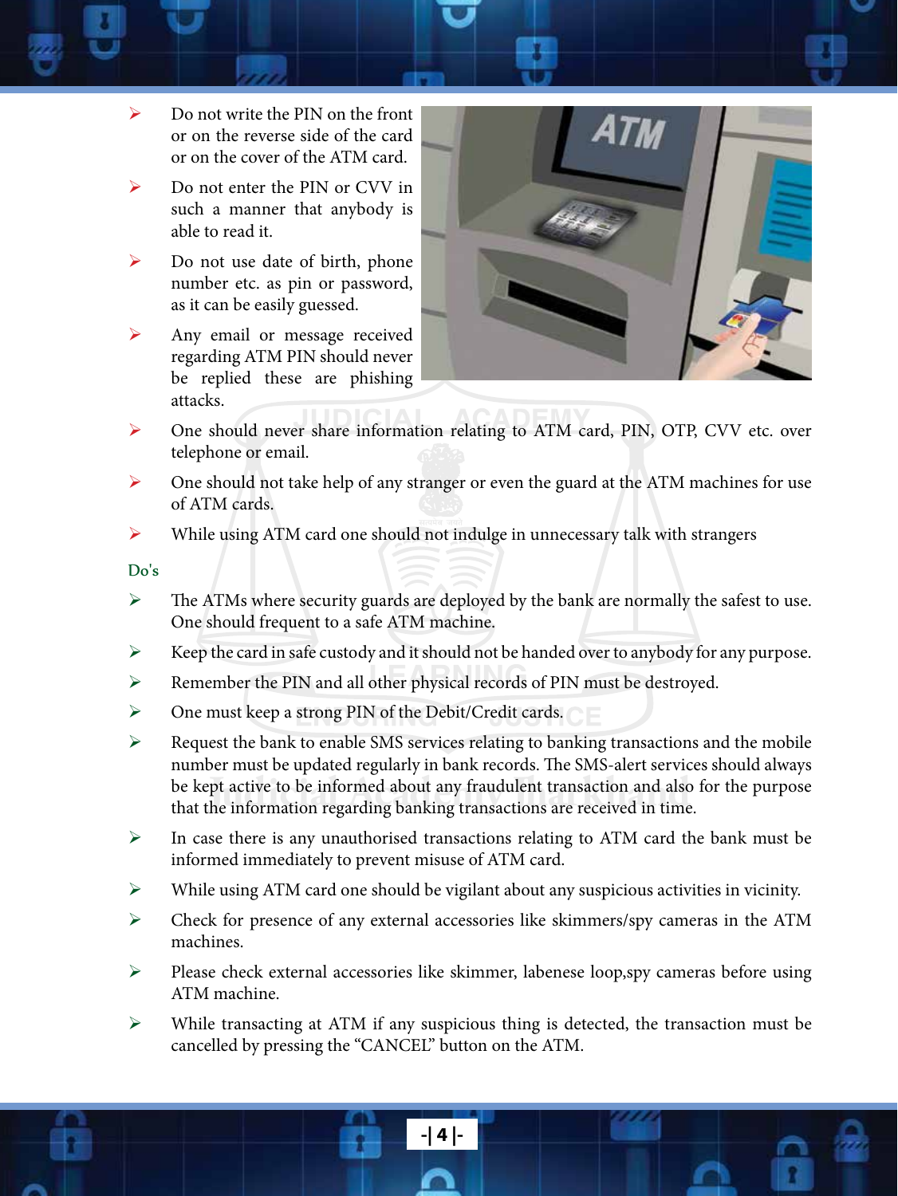- Do not write the PIN on the front or on the reverse side of the card or on the cover of the ATM card.
- Do not enter the PIN or CVV in such a manner that anybody is able to read it.
- Do not use date of birth, phone number etc. as pin or password, as it can be easily guessed.
- Any email or message received regarding ATM PIN should never be replied these are phishing attacks.
- One should never share information relating to ATM card, PIN, OTP, CVV etc. over telephone or email.
- One should not take help of any stranger or even the guard at the ATM machines for use of ATM cards.
- While using ATM card one should not indulge in unnecessary talk with strangers

### Do's

- The ATMs where security guards are deployed by the bank are normally the safest to use. One should frequent to a safe ATM machine.
- Keep the card in safe custody and it should not be handed over to anybody for any purpose.
- Remember the PIN and all other physical records of PIN must be destroyed.
- One must keep a strong PIN of the Debit/Credit cards.
- Request the bank to enable SMS services relating to banking transactions and the mobile number must be updated regularly in bank records. The SMS-alert services should always be kept active to be informed about any fraudulent transaction and also for the purpose that the information regarding banking transactions are received in time.
- In case there is any unauthorised transactions relating to ATM card the bank must be informed immediately to prevent misuse of ATM card.
- While using ATM card one should be vigilant about any suspicious activities in vicinity.
- Check for presence of any external accessories like skimmers/spy cameras in the ATM machines.
- Please check external accessories like skimmer, labenese loop,spy cameras before using ATM machine.
- While transacting at ATM if any suspicious thing is detected, the transaction must be cancelled by pressing the "CANCEL" button on the ATM.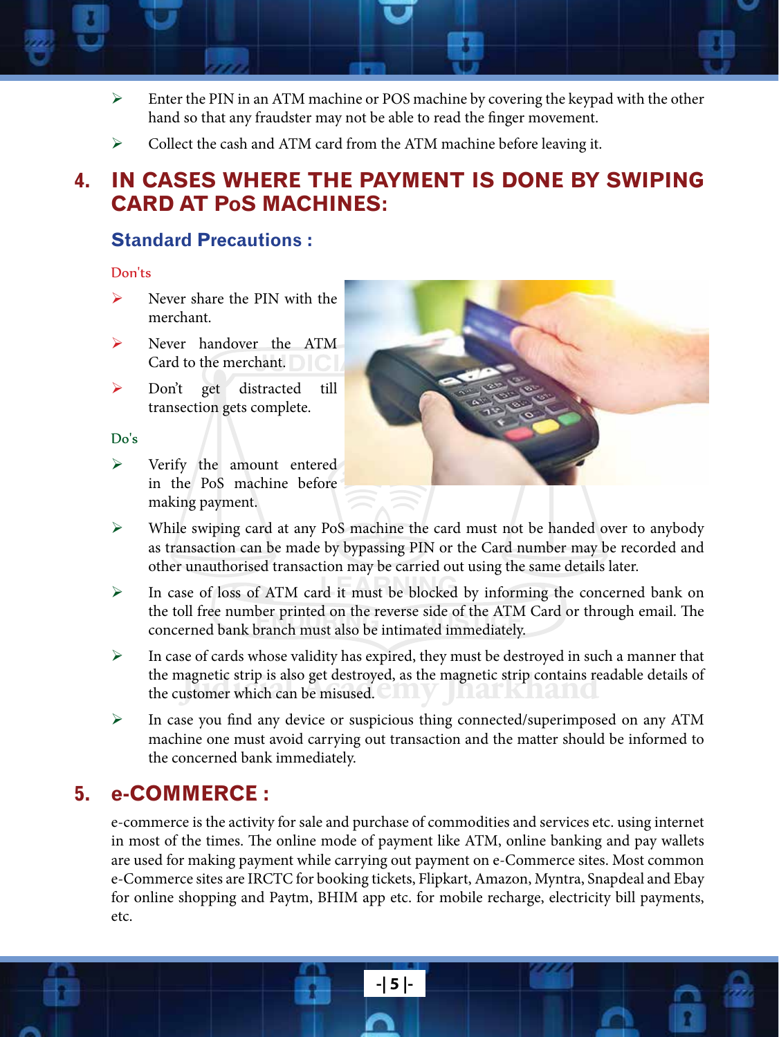- Enter the PIN in an ATM machine or POS machine by covering the keypad with the other hand so that any fraudster may not be able to read the finger movement.
- Collect the cash and ATM card from the ATM machine before leaving it.

## 4. IN CASES WHERE THE PAYMENT IS DONE BY SWIPING CARD AT PoS MACHINES:

### Standard Precautions :

Don'ts

- Never share the PIN with the merchant.
- Never handover the ATM Card to the merchant.
- Don't get distracted till transection gets complete.

Do's

- Verify the amount entered in the PoS machine before making payment.
- While swiping card at any PoS machine the card must not be handed over to anybody as transaction can be made by bypassing PIN or the Card number may be recorded and other unauthorised transaction may be carried out using the same details later.
- In case of loss of ATM card it must be blocked by informing the concerned bank on the toll free number printed on the reverse side of the ATM Card or through email. The concerned bank branch must also be intimated immediately.
- In case of cards whose validity has expired, they must be destroyed in such a manner that the magnetic strip is also get destroyed, as the magnetic strip contains readable details of the customer which can be misused.
- In case you find any device or suspicious thing connected/superimposed on any ATM machine one must avoid carrying out transaction and the matter should be informed to the concerned bank immediately.

## 5. e-COMMERCE :

e-commerce is the activity for sale and purchase of commodities and services etc. using internet in most of the times. The online mode of payment like ATM, online banking and pay wallets are used for making payment while carrying out payment on e-Commerce sites. Most common e-Commerce sites are IRCTC for booking tickets, Flipkart, Amazon, Myntra, Snapdeal and Ebay for online shopping and Paytm, BHIM app etc. for mobile recharge, electricity bill payments, etc.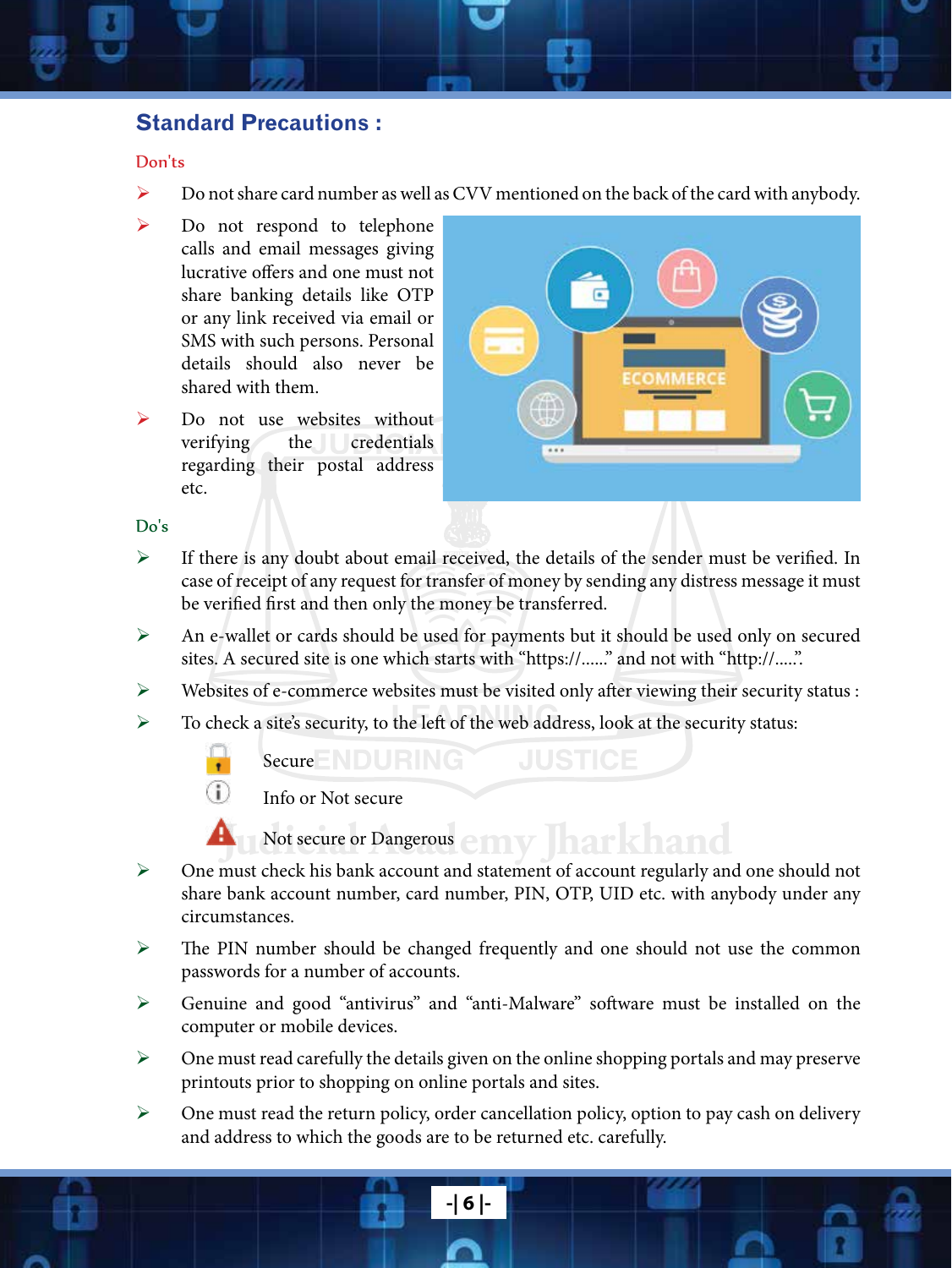## Standard Precautions :

Don'ts

- Do not share card number as well as CVV mentioned on the back of the card with anybody.
- Do not respond to telephone calls and email messages giving lucrative offers and one must not share banking details like OTP or any link received via email or SMS with such persons. Personal details should also never be shared with them.
- Do not use websites without verifying the credentials regarding their postal address etc.

Do's

- If there is any doubt about email received, the details of the sender must be verified. In case of receipt of any request for transfer of money by sending any distress message it must be verified first and then only the money be transferred.
- An e-wallet or cards should be used for payments but it should be used only on secured sites. A secured site is one which starts with "https://......" and not with "http://.....".
- Websites of e-commerce websites must be visited only after viewing their security status :
- To check a site's security, to the left of the web address, look at the security status:
  - Secure
  - Info or Not secure
  - Not secure or Dangerous
- One must check his bank account and statement of account regularly and one should not share bank account number, card number, PIN, OTP, UID etc. with anybody under any circumstances.
- The PIN number should be changed frequently and one should not use the common passwords for a number of accounts.
- Genuine and good "antivirus" and "anti-Malware" software must be installed on the computer or mobile devices.
- One must read carefully the details given on the online shopping portals and may preserve printouts prior to shopping on online portals and sites.
- One must read the return policy, order cancellation policy, option to pay cash on delivery and address to which the goods are to be returned etc. carefully.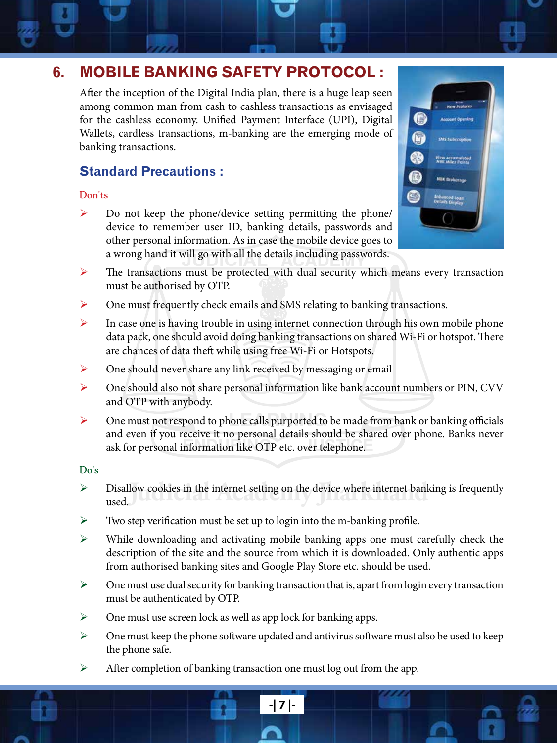## 6. MOBILE BANKING SAFETY PROTOCOL :

After the inception of the Digital India plan, there is a huge leap seen among common man from cash to cashless transactions as envisaged for the cashless economy. Unified Payment Interface (UPI), Digital Wallets, cardless transactions, m-banking are the emerging mode of banking transactions.

### Standard Precautions :

**Don'ts**

- Do not keep the phone/device setting permitting the phone/ device to remember user ID, banking details, passwords and other personal information. As in case the mobile device goes to a wrong hand it will go with all the details including passwords.
- The transactions must be protected with dual security which means every transaction must be authorised by OTP.
- One must frequently check emails and SMS relating to banking transactions.
- In case one is having trouble in using internet connection through his own mobile phone data pack, one should avoid doing banking transactions on shared Wi-Fi or hotspot. There are chances of data theft while using free Wi-Fi or Hotspots.
- One should never share any link received by messaging or email
- One should also not share personal information like bank account numbers or PIN, CVV and OTP with anybody.
- One must not respond to phone calls purported to be made from bank or banking officials and even if you receive it no personal details should be shared over phone. Banks never ask for personal information like OTP etc. over telephone.

**Do's**

- Disallow cookies in the internet setting on the device where internet banking is frequently used.
- Two step verification must be set up to login into the m-banking profile.
- While downloading and activating mobile banking apps one must carefully check the description of the site and the source from which it is downloaded. Only authentic apps from authorised banking sites and Google Play Store etc. should be used.
- One must use dual security for banking transaction that is, apart from login every transaction must be authenticated by OTP.
- One must use screen lock as well as app lock for banking apps.
- One must keep the phone software updated and antivirus software must also be used to keep the phone safe.
- After completion of banking transaction one must log out from the app.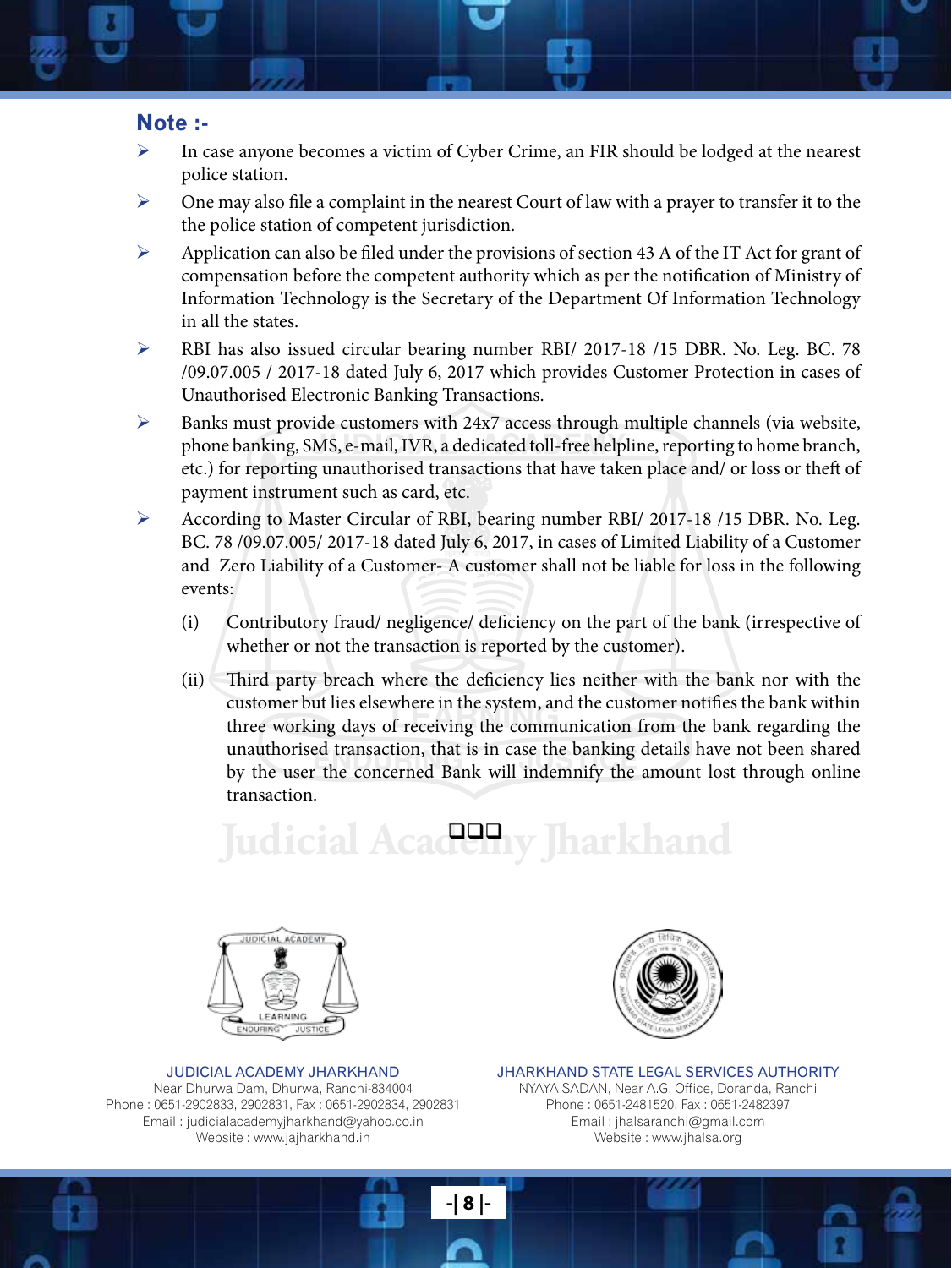## Note :-

- In case anyone becomes a victim of Cyber Crime, an FIR should be lodged at the nearest police station.
- One may also file a complaint in the nearest Court of law with a prayer to transfer it to the the police station of competent jurisdiction.
- Application can also be filed under the provisions of section 43 A of the IT Act for grant of compensation before the competent authority which as per the notification of Ministry of Information Technology is the Secretary of the Department Of Information Technology in all the states.
- RBI has also issued circular bearing number RBI/ 2017-18 /15 DBR. No. Leg. BC. 78 /09.07.005 / 2017-18 dated July 6, 2017 which provides Customer Protection in cases of Unauthorised Electronic Banking Transactions.
- Banks must provide customers with 24x7 access through multiple channels (via website, phone banking, SMS, e-mail, IVR, a dedicated toll-free helpline, reporting to home branch, etc.) for reporting unauthorised transactions that have taken place and/ or loss or theft of payment instrument such as card, etc.
- According to Master Circular of RBI, bearing number RBI/ 2017-18 /15 DBR. No. Leg. BC. 78 /09.07.005/ 2017-18 dated July 6, 2017, in cases of Limited Liability of a Customer and Zero Liability of a Customer- A customer shall not be liable for loss in the following events:

  (i) Contributory fraud/ negligence/ deficiency on the part of the bank (irrespective of whether or not the transaction is reported by the customer).

  (ii) Third party breach where the deficiency lies neither with the bank nor with the customer but lies elsewhere in the system, and the customer notifies the bank within three working days of receiving the communication from the bank regarding the unauthorised transaction, that is in case the banking details have not been shared by the user the concerned Bank will indemnify the amount lost through online transaction.

❑❑❑

JUDICIAL ACADEMY JHARKHAND
Near Dhurwa Dam, Dhurwa, Ranchi-834004
Phone : 0651-2902833, 2902831, Fax : 0651-2902834, 2902831
Email : judicialacademyjharkhand@yahoo.co.in
Website : www.jajharkhand.in

JHARKHAND STATE LEGAL SERVICES AUTHORITY
NYAYA SADAN, Near A.G. Office, Doranda, Ranchi
Phone : 0651-2481520, Fax : 0651-2482397
Email : jhalsaranchi@gmail.com
Website : www.jhalsa.org